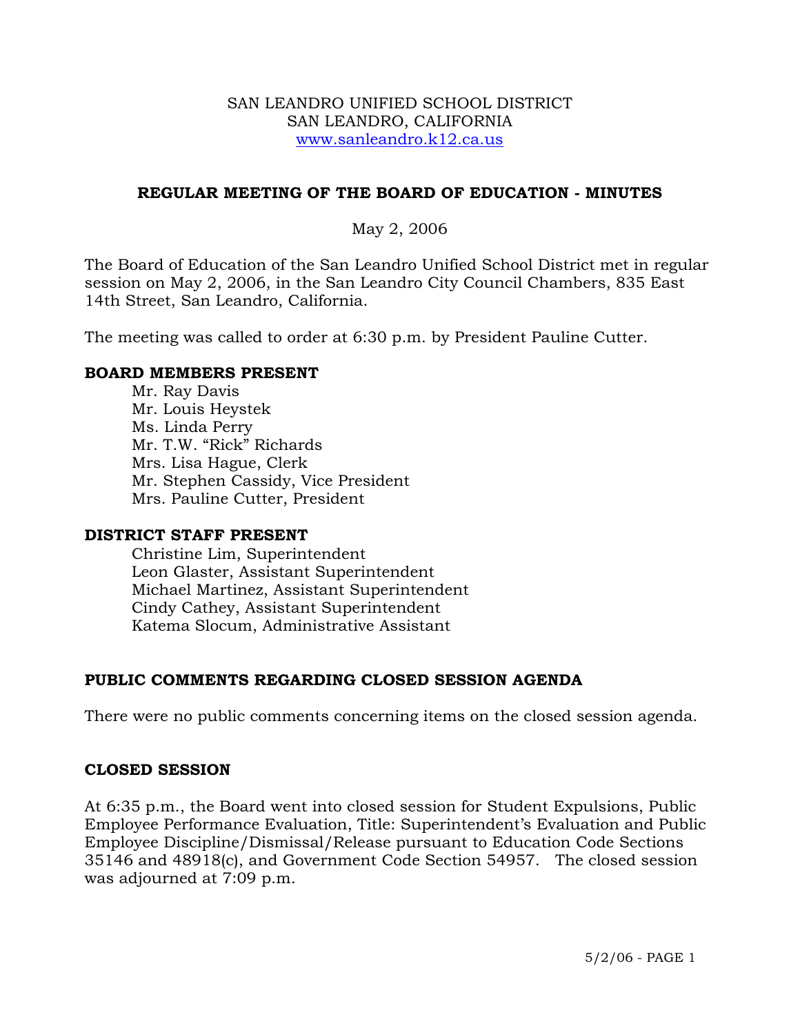SAN LEANDRO UNIFIED SCHOOL DISTRICT
SAN LEANDRO, CALIFORNIA
www.sanleandro.k12.ca.us

## REGULAR MEETING OF THE BOARD OF EDUCATION - MINUTES

May 2, 2006

The Board of Education of the San Leandro Unified School District met in regular session on May 2, 2006, in the San Leandro City Council Chambers, 835 East 14th Street, San Leandro, California.

The meeting was called to order at 6:30 p.m. by President Pauline Cutter.

**BOARD MEMBERS PRESENT**

Mr. Ray Davis
Mr. Louis Heystek
Ms. Linda Perry
Mr. T.W. "Rick" Richards
Mrs. Lisa Hague, Clerk
Mr. Stephen Cassidy, Vice President
Mrs. Pauline Cutter, President

**DISTRICT STAFF PRESENT**

Christine Lim, Superintendent
Leon Glaster, Assistant Superintendent
Michael Martinez, Assistant Superintendent
Cindy Cathey, Assistant Superintendent
Katema Slocum, Administrative Assistant

**PUBLIC COMMENTS REGARDING CLOSED SESSION AGENDA**

There were no public comments concerning items on the closed session agenda.

**CLOSED SESSION**

At 6:35 p.m., the Board went into closed session for Student Expulsions, Public Employee Performance Evaluation, Title: Superintendent's Evaluation and Public Employee Discipline/Dismissal/Release pursuant to Education Code Sections 35146 and 48918(c), and Government Code Section 54957. The closed session was adjourned at 7:09 p.m.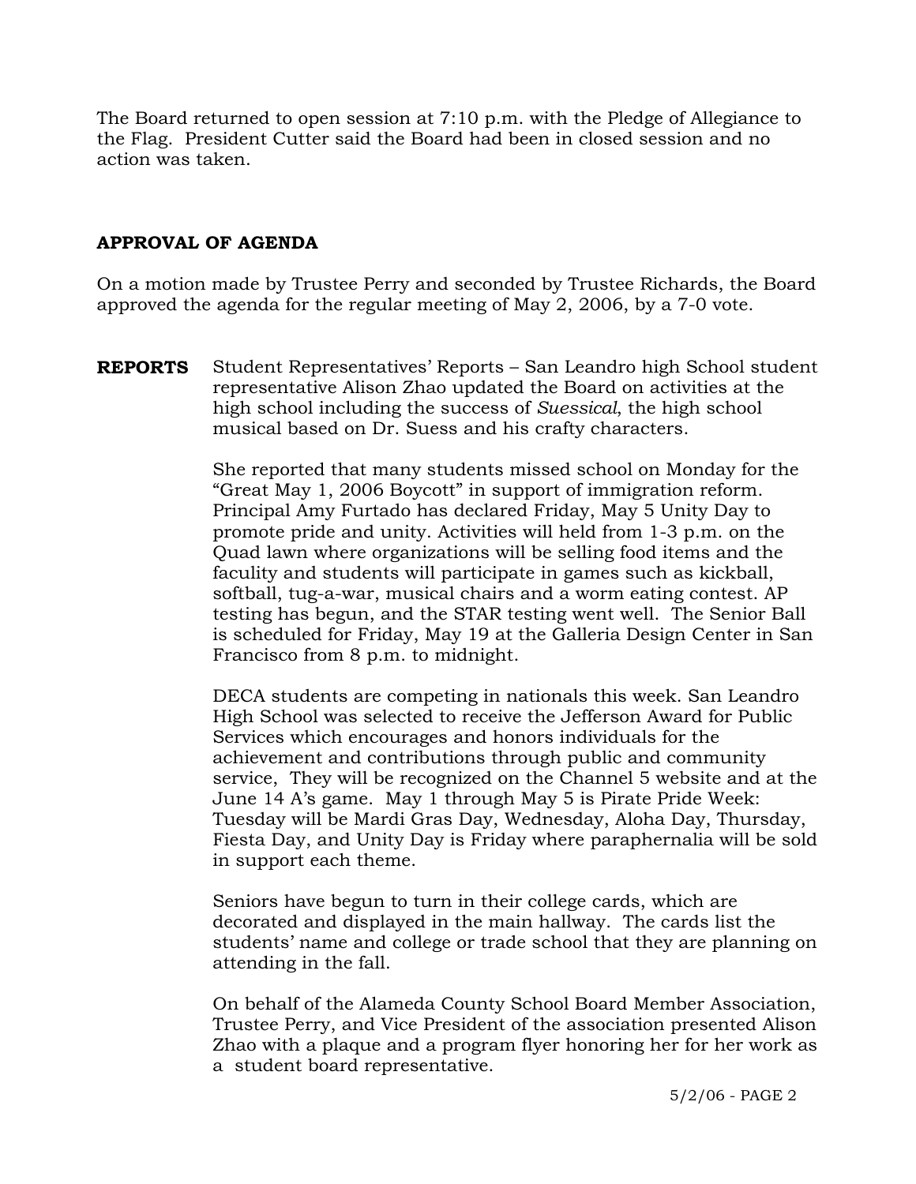The Board returned to open session at 7:10 p.m. with the Pledge of Allegiance to the Flag. President Cutter said the Board had been in closed session and no action was taken.

**APPROVAL OF AGENDA**

On a motion made by Trustee Perry and seconded by Trustee Richards, the Board approved the agenda for the regular meeting of May 2, 2006, by a 7-0 vote.

**REPORTS** Student Representatives' Reports – San Leandro high School student representative Alison Zhao updated the Board on activities at the high school including the success of *Suessical*, the high school musical based on Dr. Suess and his crafty characters.

She reported that many students missed school on Monday for the "Great May 1, 2006 Boycott" in support of immigration reform. Principal Amy Furtado has declared Friday, May 5 Unity Day to promote pride and unity. Activities will held from 1-3 p.m. on the Quad lawn where organizations will be selling food items and the faculty and students will participate in games such as kickball, softball, tug-a-war, musical chairs and a worm eating contest. AP testing has begun, and the STAR testing went well. The Senior Ball is scheduled for Friday, May 19 at the Galleria Design Center in San Francisco from 8 p.m. to midnight.

DECA students are competing in nationals this week. San Leandro High School was selected to receive the Jefferson Award for Public Services which encourages and honors individuals for the achievement and contributions through public and community service, They will be recognized on the Channel 5 website and at the June 14 A's game. May 1 through May 5 is Pirate Pride Week: Tuesday will be Mardi Gras Day, Wednesday, Aloha Day, Thursday, Fiesta Day, and Unity Day is Friday where paraphernalia will be sold in support each theme.

Seniors have begun to turn in their college cards, which are decorated and displayed in the main hallway. The cards list the students' name and college or trade school that they are planning on attending in the fall.

On behalf of the Alameda County School Board Member Association, Trustee Perry, and Vice President of the association presented Alison Zhao with a plaque and a program flyer honoring her for her work as a student board representative.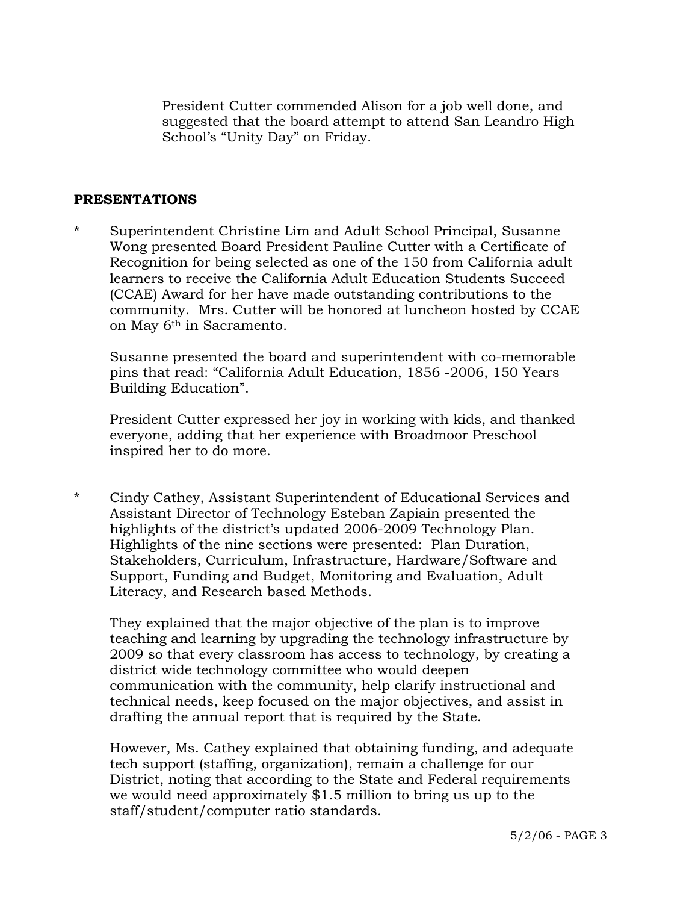President Cutter commended Alison for a job well done, and suggested that the board attempt to attend San Leandro High School's "Unity Day" on Friday.

## PRESENTATIONS

* Superintendent Christine Lim and Adult School Principal, Susanne Wong presented Board President Pauline Cutter with a Certificate of Recognition for being selected as one of the 150 from California adult learners to receive the California Adult Education Students Succeed (CCAE) Award for her have made outstanding contributions to the community. Mrs. Cutter will be honored at luncheon hosted by CCAE on May 6th in Sacramento.

  Susanne presented the board and superintendent with co-memorable pins that read: "California Adult Education, 1856 -2006, 150 Years Building Education".

  President Cutter expressed her joy in working with kids, and thanked everyone, adding that her experience with Broadmoor Preschool inspired her to do more.

* Cindy Cathey, Assistant Superintendent of Educational Services and Assistant Director of Technology Esteban Zapiain presented the highlights of the district's updated 2006-2009 Technology Plan. Highlights of the nine sections were presented: Plan Duration, Stakeholders, Curriculum, Infrastructure, Hardware/Software and Support, Funding and Budget, Monitoring and Evaluation, Adult Literacy, and Research based Methods.

  They explained that the major objective of the plan is to improve teaching and learning by upgrading the technology infrastructure by 2009 so that every classroom has access to technology, by creating a district wide technology committee who would deepen communication with the community, help clarify instructional and technical needs, keep focused on the major objectives, and assist in drafting the annual report that is required by the State.

  However, Ms. Cathey explained that obtaining funding, and adequate tech support (staffing, organization), remain a challenge for our District, noting that according to the State and Federal requirements we would need approximately $1.5 million to bring us up to the staff/student/computer ratio standards.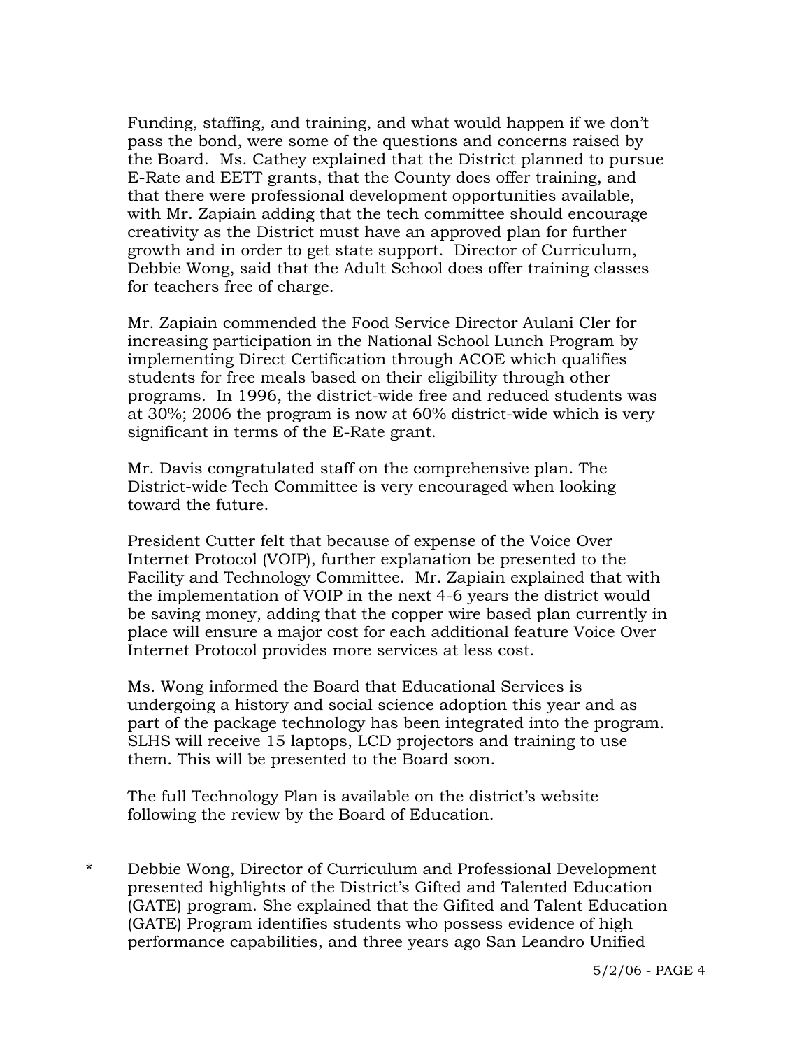Funding, staffing, and training, and what would happen if we don't pass the bond, were some of the questions and concerns raised by the Board. Ms. Cathey explained that the District planned to pursue E-Rate and EETT grants, that the County does offer training, and that there were professional development opportunities available, with Mr. Zapiain adding that the tech committee should encourage creativity as the District must have an approved plan for further growth and in order to get state support. Director of Curriculum, Debbie Wong, said that the Adult School does offer training classes for teachers free of charge.

Mr. Zapiain commended the Food Service Director Aulani Cler for increasing participation in the National School Lunch Program by implementing Direct Certification through ACOE which qualifies students for free meals based on their eligibility through other programs. In 1996, the district-wide free and reduced students was at 30%; 2006 the program is now at 60% district-wide which is very significant in terms of the E-Rate grant.

Mr. Davis congratulated staff on the comprehensive plan. The District-wide Tech Committee is very encouraged when looking toward the future.

President Cutter felt that because of expense of the Voice Over Internet Protocol (VOIP), further explanation be presented to the Facility and Technology Committee. Mr. Zapiain explained that with the implementation of VOIP in the next 4-6 years the district would be saving money, adding that the copper wire based plan currently in place will ensure a major cost for each additional feature Voice Over Internet Protocol provides more services at less cost.

Ms. Wong informed the Board that Educational Services is undergoing a history and social science adoption this year and as part of the package technology has been integrated into the program. SLHS will receive 15 laptops, LCD projectors and training to use them. This will be presented to the Board soon.

The full Technology Plan is available on the district's website following the review by the Board of Education.

\* Debbie Wong, Director of Curriculum and Professional Development presented highlights of the District's Gifted and Talented Education (GATE) program. She explained that the Gifited and Talent Education (GATE) Program identifies students who possess evidence of high performance capabilities, and three years ago San Leandro Unified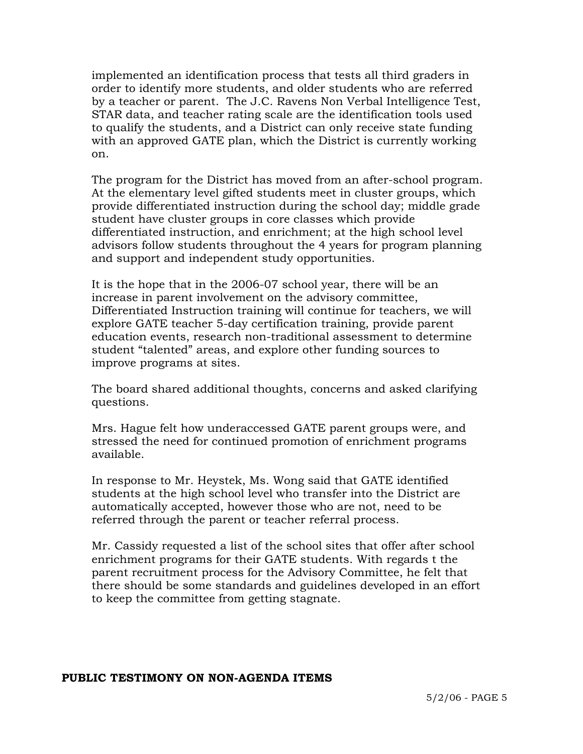implemented an identification process that tests all third graders in order to identify more students, and older students who are referred by a teacher or parent. The J.C. Ravens Non Verbal Intelligence Test, STAR data, and teacher rating scale are the identification tools used to qualify the students, and a District can only receive state funding with an approved GATE plan, which the District is currently working on.

The program for the District has moved from an after-school program. At the elementary level gifted students meet in cluster groups, which provide differentiated instruction during the school day; middle grade student have cluster groups in core classes which provide differentiated instruction, and enrichment; at the high school level advisors follow students throughout the 4 years for program planning and support and independent study opportunities.

It is the hope that in the 2006-07 school year, there will be an increase in parent involvement on the advisory committee, Differentiated Instruction training will continue for teachers, we will explore GATE teacher 5-day certification training, provide parent education events, research non-traditional assessment to determine student "talented" areas, and explore other funding sources to improve programs at sites.

The board shared additional thoughts, concerns and asked clarifying questions.

Mrs. Hague felt how underaccessed GATE parent groups were, and stressed the need for continued promotion of enrichment programs available.

In response to Mr. Heystek, Ms. Wong said that GATE identified students at the high school level who transfer into the District are automatically accepted, however those who are not, need to be referred through the parent or teacher referral process.

Mr. Cassidy requested a list of the school sites that offer after school enrichment programs for their GATE students. With regards t the parent recruitment process for the Advisory Committee, he felt that there should be some standards and guidelines developed in an effort to keep the committee from getting stagnate.

**PUBLIC TESTIMONY ON NON-AGENDA ITEMS**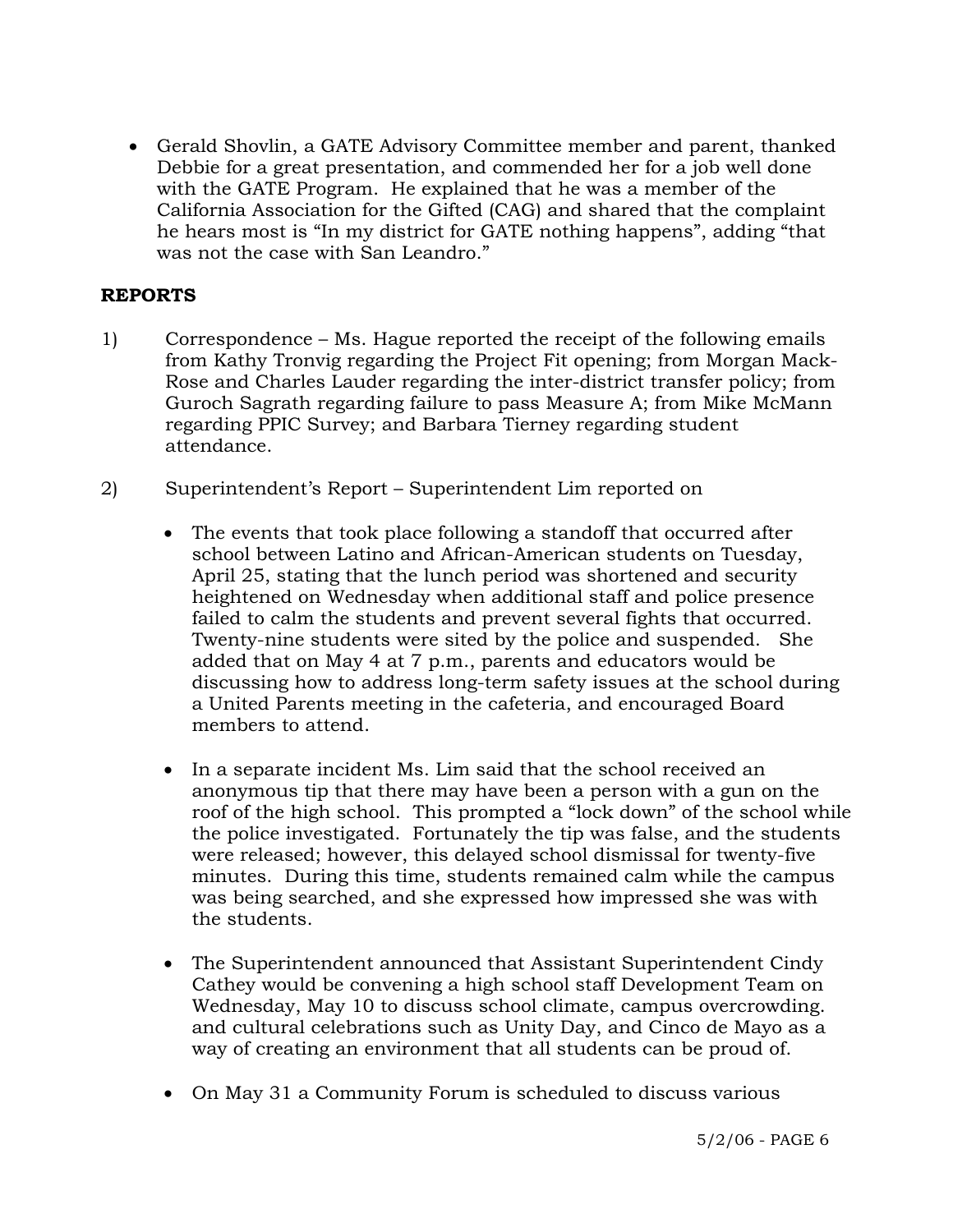- Gerald Shovlin, a GATE Advisory Committee member and parent, thanked Debbie for a great presentation, and commended her for a job well done with the GATE Program. He explained that he was a member of the California Association for the Gifted (CAG) and shared that the complaint he hears most is "In my district for GATE nothing happens", adding "that was not the case with San Leandro."

**REPORTS**

1) Correspondence – Ms. Hague reported the receipt of the following emails from Kathy Tronvig regarding the Project Fit opening; from Morgan Mack-Rose and Charles Lauder regarding the inter-district transfer policy; from Guroch Sagrath regarding failure to pass Measure A; from Mike McMann regarding PPIC Survey; and Barbara Tierney regarding student attendance.

2) Superintendent's Report – Superintendent Lim reported on

   - The events that took place following a standoff that occurred after school between Latino and African-American students on Tuesday, April 25, stating that the lunch period was shortened and security heightened on Wednesday when additional staff and police presence failed to calm the students and prevent several fights that occurred. Twenty-nine students were sited by the police and suspended. She added that on May 4 at 7 p.m., parents and educators would be discussing how to address long-term safety issues at the school during a United Parents meeting in the cafeteria, and encouraged Board members to attend.

   - In a separate incident Ms. Lim said that the school received an anonymous tip that there may have been a person with a gun on the roof of the high school. This prompted a "lock down" of the school while the police investigated. Fortunately the tip was false, and the students were released; however, this delayed school dismissal for twenty-five minutes. During this time, students remained calm while the campus was being searched, and she expressed how impressed she was with the students.

   - The Superintendent announced that Assistant Superintendent Cindy Cathey would be convening a high school staff Development Team on Wednesday, May 10 to discuss school climate, campus overcrowding. and cultural celebrations such as Unity Day, and Cinco de Mayo as a way of creating an environment that all students can be proud of.

   - On May 31 a Community Forum is scheduled to discuss various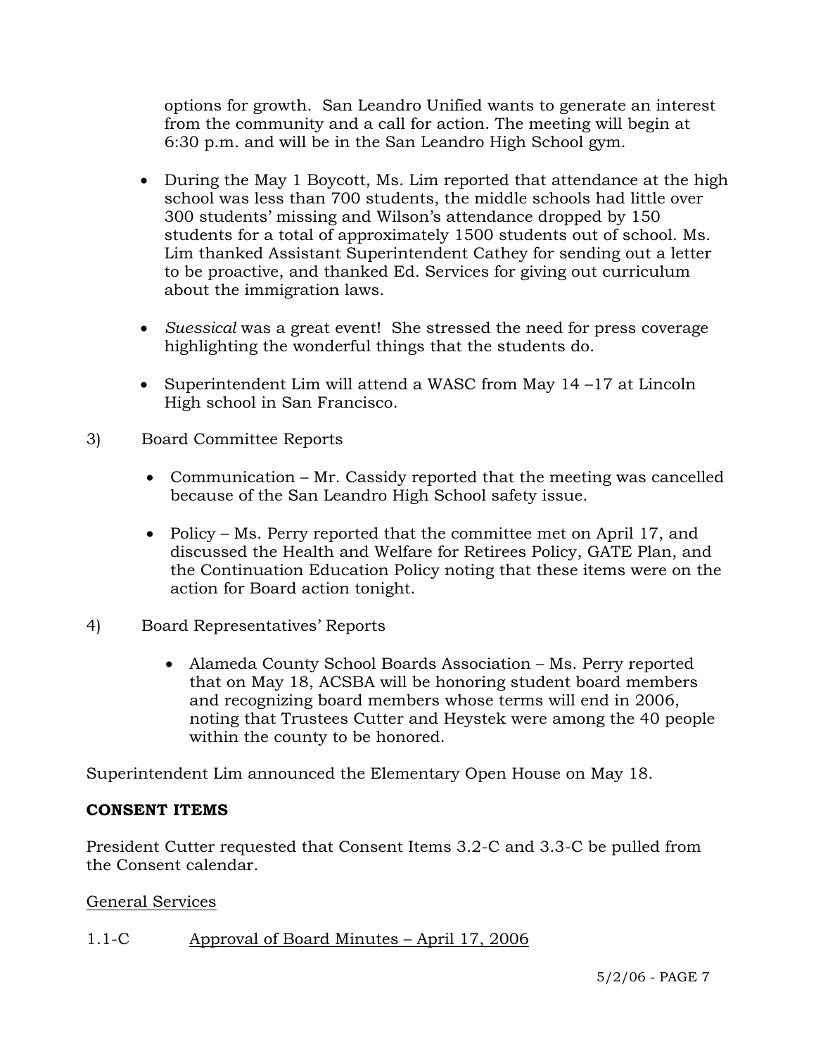options for growth. San Leandro Unified wants to generate an interest from the community and a call for action. The meeting will begin at 6:30 p.m. and will be in the San Leandro High School gym.

- During the May 1 Boycott, Ms. Lim reported that attendance at the high school was less than 700 students, the middle schools had little over 300 students' missing and Wilson's attendance dropped by 150 students for a total of approximately 1500 students out of school. Ms. Lim thanked Assistant Superintendent Cathey for sending out a letter to be proactive, and thanked Ed. Services for giving out curriculum about the immigration laws.

- *Suessical* was a great event! She stressed the need for press coverage highlighting the wonderful things that the students do.

- Superintendent Lim will attend a WASC from May 14 –17 at Lincoln High school in San Francisco.

3) Board Committee Reports

- Communication – Mr. Cassidy reported that the meeting was cancelled because of the San Leandro High School safety issue.

- Policy – Ms. Perry reported that the committee met on April 17, and discussed the Health and Welfare for Retirees Policy, GATE Plan, and the Continuation Education Policy noting that these items were on the action for Board action tonight.

4) Board Representatives' Reports

- Alameda County School Boards Association – Ms. Perry reported that on May 18, ACSBA will be honoring student board members and recognizing board members whose terms will end in 2006, noting that Trustees Cutter and Heystek were among the 40 people within the county to be honored.

Superintendent Lim announced the Elementary Open House on May 18.

**CONSENT ITEMS**

President Cutter requested that Consent Items 3.2-C and 3.3-C be pulled from the Consent calendar.

General Services

1.1-C Approval of Board Minutes – April 17, 2006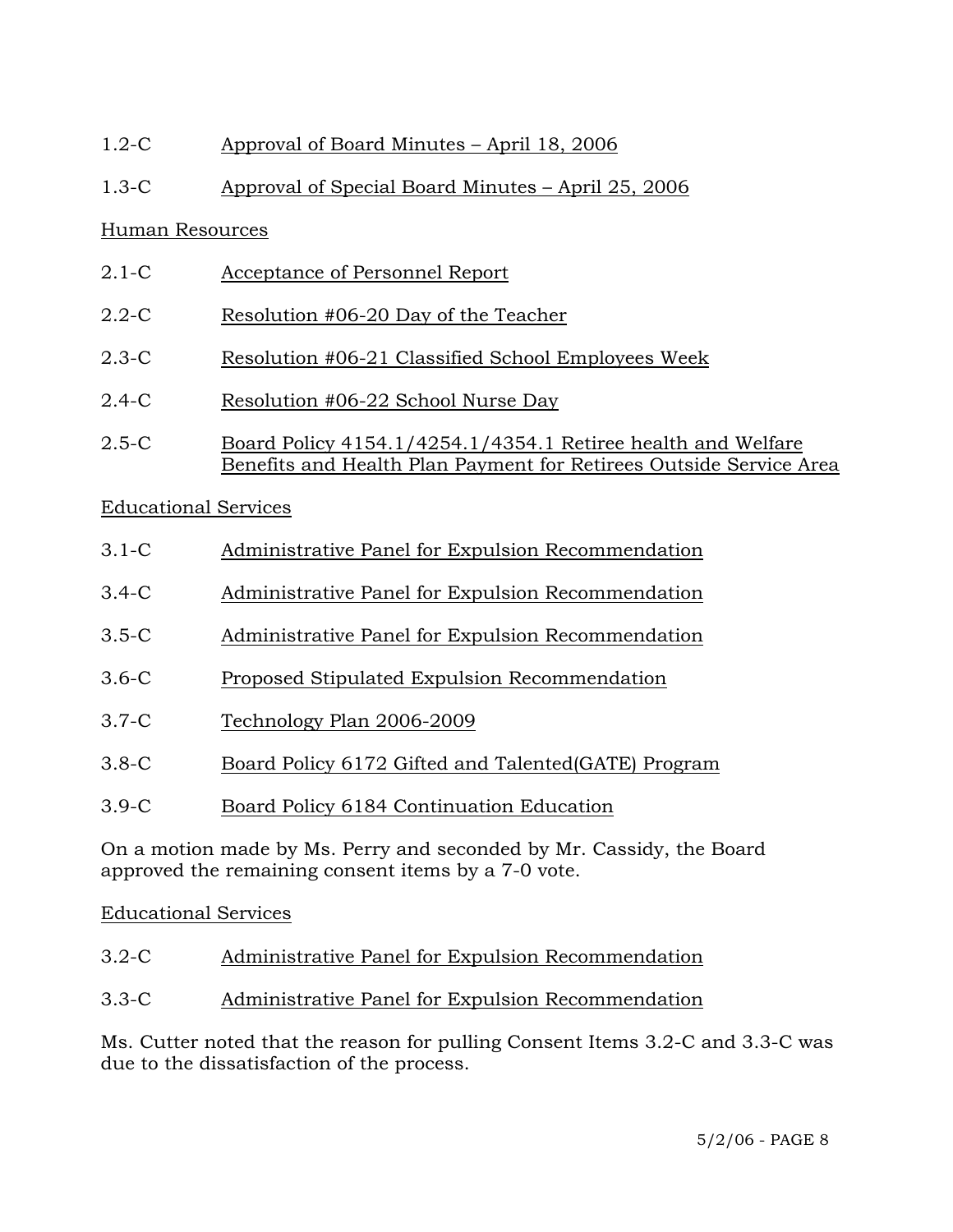1.2-C Approval of Board Minutes – April 18, 2006

1.3-C Approval of Special Board Minutes – April 25, 2006

Human Resources

2.1-C Acceptance of Personnel Report

2.2-C Resolution #06-20 Day of the Teacher

2.3-C Resolution #06-21 Classified School Employees Week

2.4-C Resolution #06-22 School Nurse Day

2.5-C Board Policy 4154.1/4254.1/4354.1 Retiree health and Welfare Benefits and Health Plan Payment for Retirees Outside Service Area

Educational Services

3.1-C Administrative Panel for Expulsion Recommendation

3.4-C Administrative Panel for Expulsion Recommendation

3.5-C Administrative Panel for Expulsion Recommendation

3.6-C Proposed Stipulated Expulsion Recommendation

3.7-C Technology Plan 2006-2009

3.8-C Board Policy 6172 Gifted and Talented(GATE) Program

3.9-C Board Policy 6184 Continuation Education

On a motion made by Ms. Perry and seconded by Mr. Cassidy, the Board approved the remaining consent items by a 7-0 vote.

Educational Services

3.2-C Administrative Panel for Expulsion Recommendation

3.3-C Administrative Panel for Expulsion Recommendation

Ms. Cutter noted that the reason for pulling Consent Items 3.2-C and 3.3-C was due to the dissatisfaction of the process.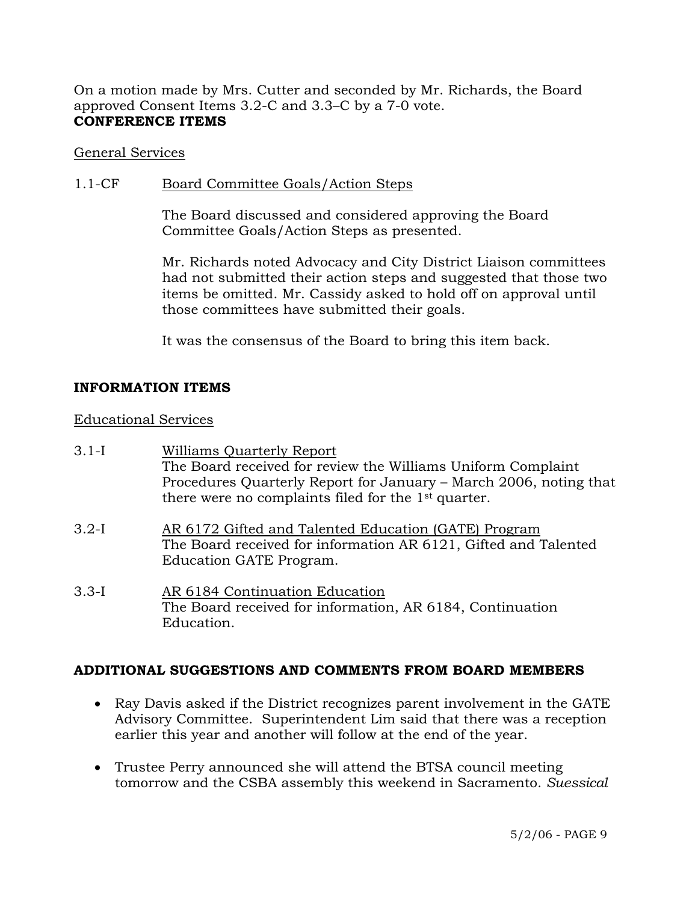On a motion made by Mrs. Cutter and seconded by Mr. Richards, the Board approved Consent Items 3.2-C and 3.3–C by a 7-0 vote.

**CONFERENCE ITEMS**

General Services

1.1-CF Board Committee Goals/Action Steps

The Board discussed and considered approving the Board Committee Goals/Action Steps as presented.

Mr. Richards noted Advocacy and City District Liaison committees had not submitted their action steps and suggested that those two items be omitted. Mr. Cassidy asked to hold off on approval until those committees have submitted their goals.

It was the consensus of the Board to bring this item back.

**INFORMATION ITEMS**

Educational Services

3.1-I Williams Quarterly Report
The Board received for review the Williams Uniform Complaint Procedures Quarterly Report for January – March 2006, noting that there were no complaints filed for the 1st quarter.

3.2-I AR 6172 Gifted and Talented Education (GATE) Program
The Board received for information AR 6121, Gifted and Talented Education GATE Program.

3.3-I AR 6184 Continuation Education
The Board received for information, AR 6184, Continuation Education.

**ADDITIONAL SUGGESTIONS AND COMMENTS FROM BOARD MEMBERS**

- Ray Davis asked if the District recognizes parent involvement in the GATE Advisory Committee. Superintendent Lim said that there was a reception earlier this year and another will follow at the end of the year.

- Trustee Perry announced she will attend the BTSA council meeting tomorrow and the CSBA assembly this weekend in Sacramento. *Suessical*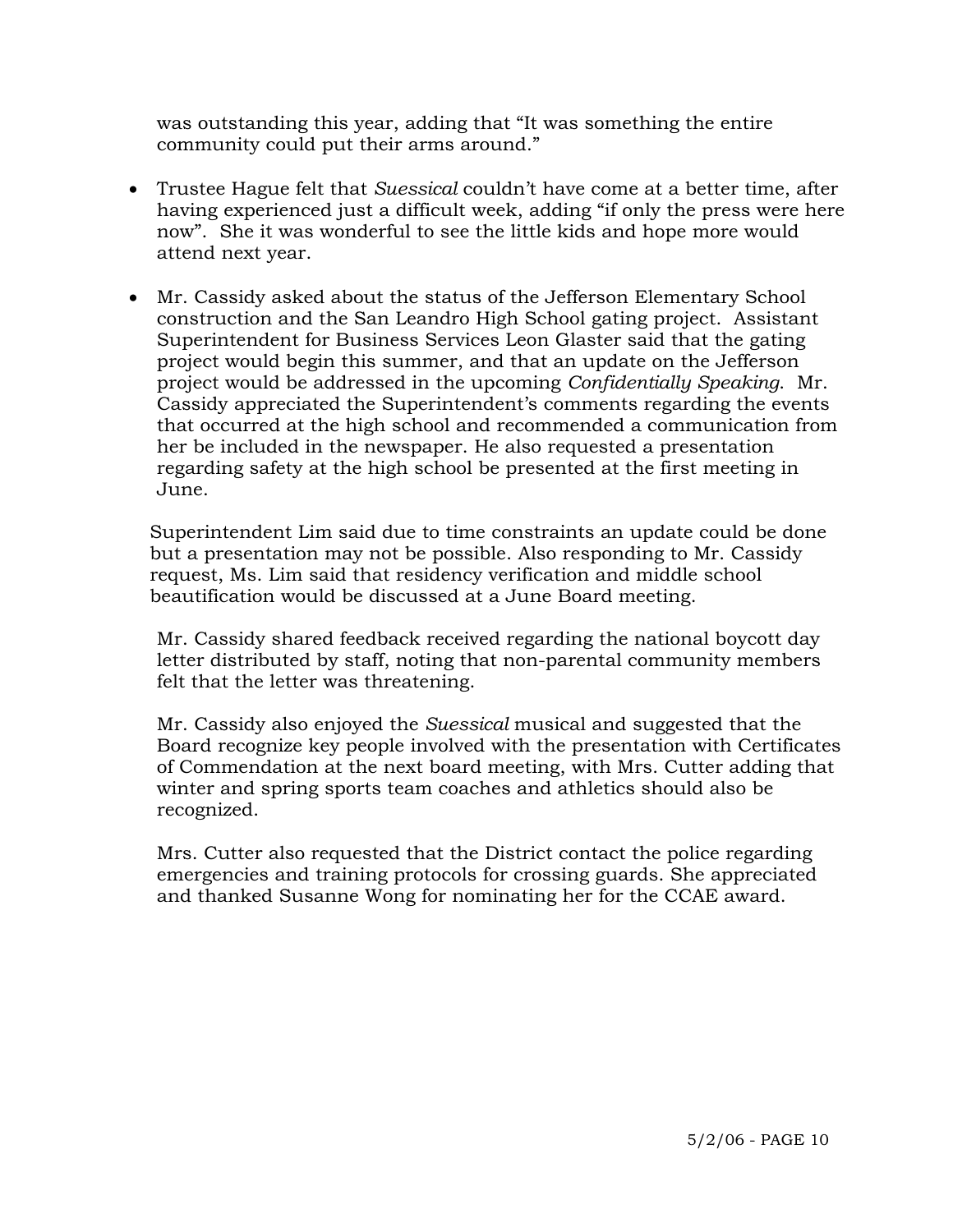was outstanding this year, adding that "It was something the entire community could put their arms around."

- Trustee Hague felt that *Suessical* couldn't have come at a better time, after having experienced just a difficult week, adding "if only the press were here now". She it was wonderful to see the little kids and hope more would attend next year.

- Mr. Cassidy asked about the status of the Jefferson Elementary School construction and the San Leandro High School gating project. Assistant Superintendent for Business Services Leon Glaster said that the gating project would begin this summer, and that an update on the Jefferson project would be addressed in the upcoming *Confidentially Speaking*. Mr. Cassidy appreciated the Superintendent's comments regarding the events that occurred at the high school and recommended a communication from her be included in the newspaper. He also requested a presentation regarding safety at the high school be presented at the first meeting in June.

  Superintendent Lim said due to time constraints an update could be done but a presentation may not be possible. Also responding to Mr. Cassidy request, Ms. Lim said that residency verification and middle school beautification would be discussed at a June Board meeting.

  Mr. Cassidy shared feedback received regarding the national boycott day letter distributed by staff, noting that non-parental community members felt that the letter was threatening.

  Mr. Cassidy also enjoyed the *Suessical* musical and suggested that the Board recognize key people involved with the presentation with Certificates of Commendation at the next board meeting, with Mrs. Cutter adding that winter and spring sports team coaches and athletics should also be recognized.

  Mrs. Cutter also requested that the District contact the police regarding emergencies and training protocols for crossing guards. She appreciated and thanked Susanne Wong for nominating her for the CCAE award.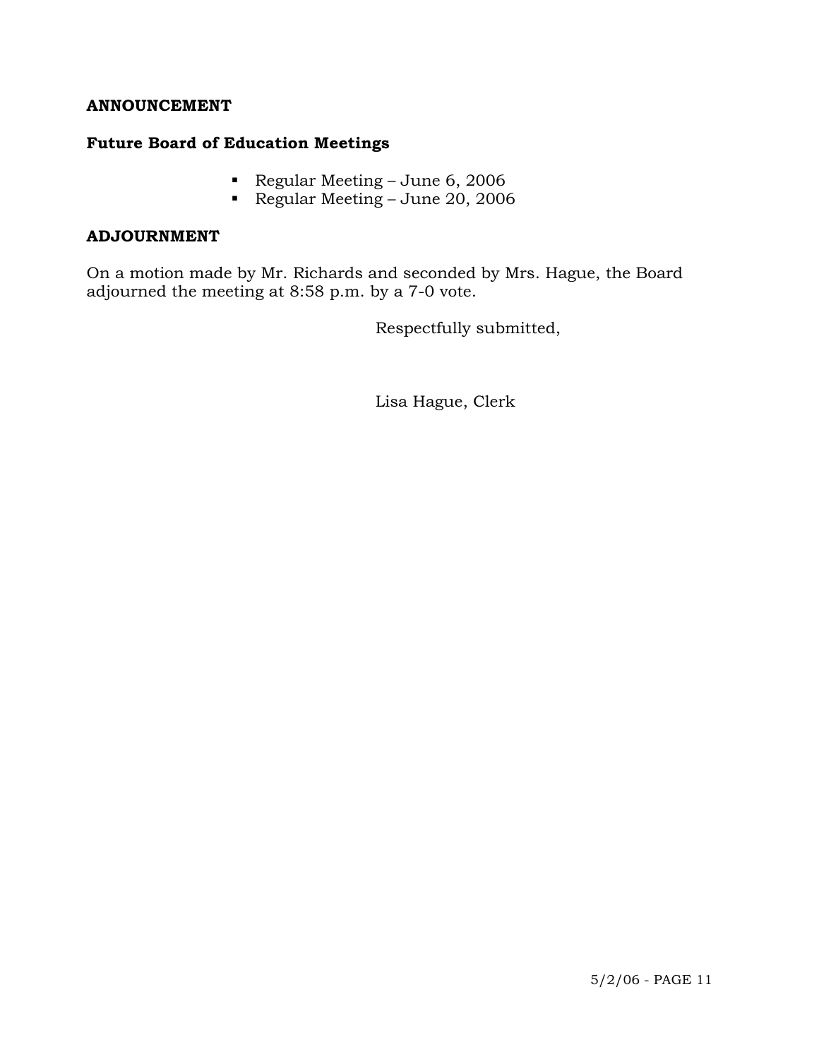**ANNOUNCEMENT**

**Future Board of Education Meetings**

- Regular Meeting – June 6, 2006
- Regular Meeting – June 20, 2006

**ADJOURNMENT**

On a motion made by Mr. Richards and seconded by Mrs. Hague, the Board adjourned the meeting at 8:58 p.m. by a 7-0 vote.

Respectfully submitted,

Lisa Hague, Clerk